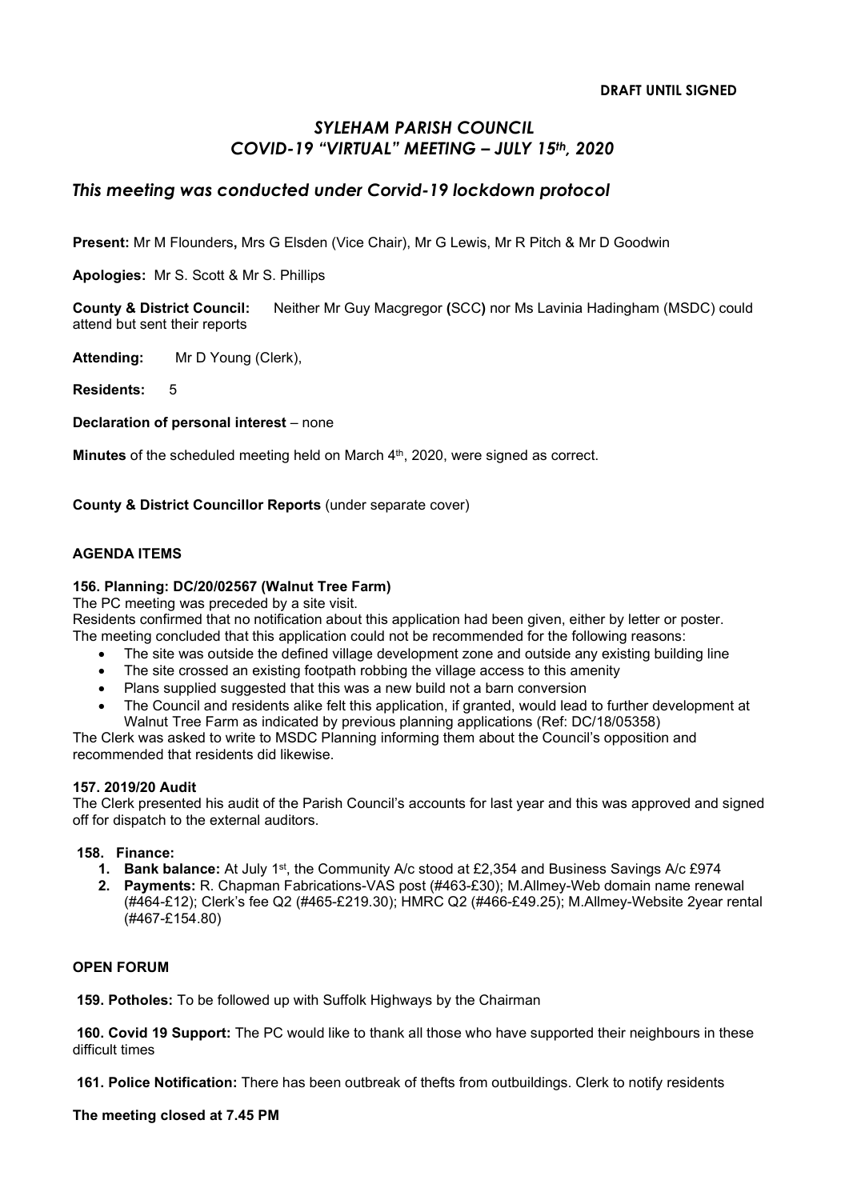**DRAFT UNTIL SIGNED**

# *SYLEHAM PARISH COUNCIL*
# *COVID-19 "VIRTUAL" MEETING – JULY 15th, 2020*

## *This meeting was conducted under Corvid-19 lockdown protocol*

**Present:** Mr M Flounders**,** Mrs G Elsden (Vice Chair), Mr G Lewis, Mr R Pitch & Mr D Goodwin

**Apologies:** Mr S. Scott & Mr S. Phillips

**County & District Council:** Neither Mr Guy Macgregor **(**SCC**)** nor Ms Lavinia Hadingham (MSDC) could attend but sent their reports

**Attending:** Mr D Young (Clerk),

**Residents:** 5

**Declaration of personal interest** – none

**Minutes** of the scheduled meeting held on March 4th, 2020, were signed as correct.

**County & District Councillor Reports** (under separate cover)

**AGENDA ITEMS**

**156. Planning: DC/20/02567 (Walnut Tree Farm)**

The PC meeting was preceded by a site visit.

Residents confirmed that no notification about this application had been given, either by letter or poster.

The meeting concluded that this application could not be recommended for the following reasons:

- The site was outside the defined village development zone and outside any existing building line
- The site crossed an existing footpath robbing the village access to this amenity
- Plans supplied suggested that this was a new build not a barn conversion
- The Council and residents alike felt this application, if granted, would lead to further development at Walnut Tree Farm as indicated by previous planning applications (Ref: DC/18/05358)

The Clerk was asked to write to MSDC Planning informing them about the Council's opposition and recommended that residents did likewise.

**157. 2019/20 Audit**

The Clerk presented his audit of the Parish Council's accounts for last year and this was approved and signed off for dispatch to the external auditors.

**158. Finance:**

1. **Bank balance:** At July 1st, the Community A/c stood at £2,354 and Business Savings A/c £974
2. **Payments:** R. Chapman Fabrications-VAS post (#463-£30); M.Allmey-Web domain name renewal (#464-£12); Clerk's fee Q2 (#465-£219.30); HMRC Q2 (#466-£49.25); M.Allmey-Website 2year rental (#467-£154.80)

**OPEN FORUM**

**159. Potholes:** To be followed up with Suffolk Highways by the Chairman

**160. Covid 19 Support:** The PC would like to thank all those who have supported their neighbours in these difficult times

**161. Police Notification:** There has been outbreak of thefts from outbuildings. Clerk to notify residents

**The meeting closed at 7.45 PM**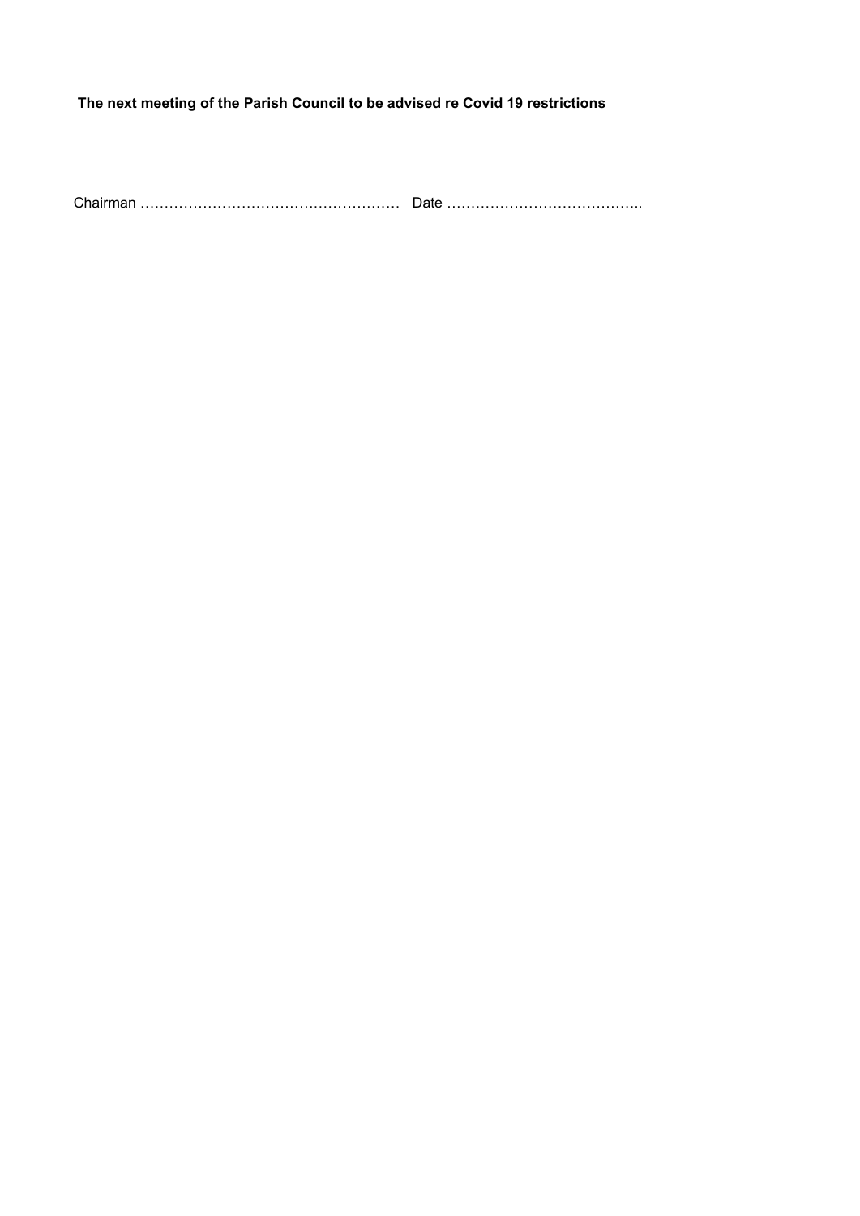**The next meeting of the Parish Council to be advised re Covid 19 restrictions**

Chairman ……………………………………………… Date …………………………………..